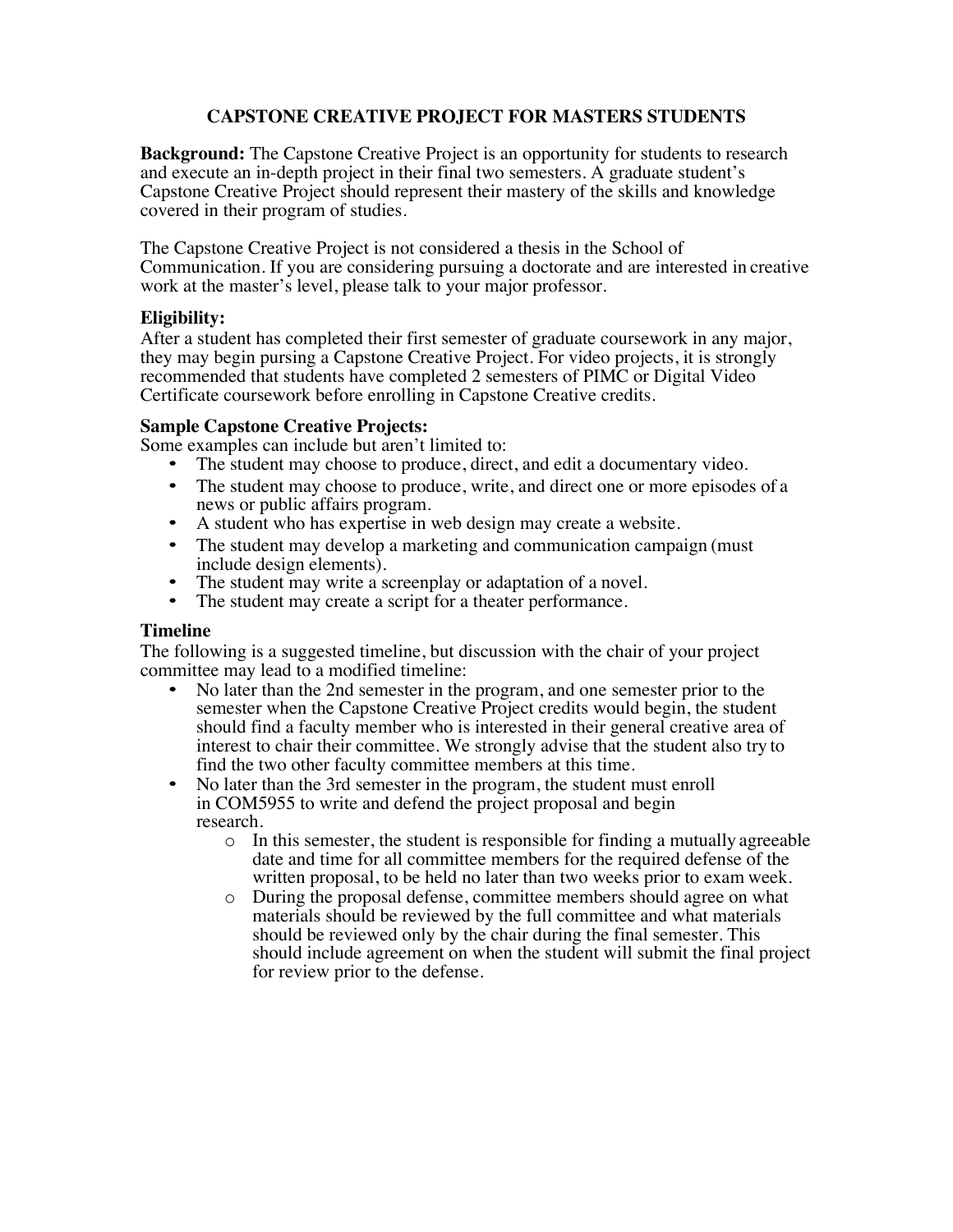# CAPSTONE CREATIVE PROJECT FOR MASTERS STUDENTS

**Background:** The Capstone Creative Project is an opportunity for students to research and execute an in-depth project in their final two semesters. A graduate student's Capstone Creative Project should represent their mastery of the skills and knowledge covered in their program of studies.

The Capstone Creative Project is not considered a thesis in the School of Communication. If you are considering pursuing a doctorate and are interested in creative work at the master's level, please talk to your major professor.

### Eligibility:

After a student has completed their first semester of graduate coursework in any major, they may begin pursing a Capstone Creative Project. For video projects, it is strongly recommended that students have completed 2 semesters of PIMC or Digital Video Certificate coursework before enrolling in Capstone Creative credits.

### Sample Capstone Creative Projects:

Some examples can include but aren't limited to:

- The student may choose to produce, direct, and edit a documentary video.
- The student may choose to produce, write, and direct one or more episodes of a news or public affairs program.
- A student who has expertise in web design may create a website.
- The student may develop a marketing and communication campaign (must include design elements).
- The student may write a screenplay or adaptation of a novel.
- The student may create a script for a theater performance.

### Timeline

The following is a suggested timeline, but discussion with the chair of your project committee may lead to a modified timeline:

- No later than the 2nd semester in the program, and one semester prior to the semester when the Capstone Creative Project credits would begin, the student should find a faculty member who is interested in their general creative area of interest to chair their committee. We strongly advise that the student also try to find the two other faculty committee members at this time.
- No later than the 3rd semester in the program, the student must enroll in COM5955 to write and defend the project proposal and begin research.
    - In this semester, the student is responsible for finding a mutually agreeable date and time for all committee members for the required defense of the written proposal, to be held no later than two weeks prior to exam week.
    - During the proposal defense, committee members should agree on what materials should be reviewed by the full committee and what materials should be reviewed only by the chair during the final semester. This should include agreement on when the student will submit the final project for review prior to the defense.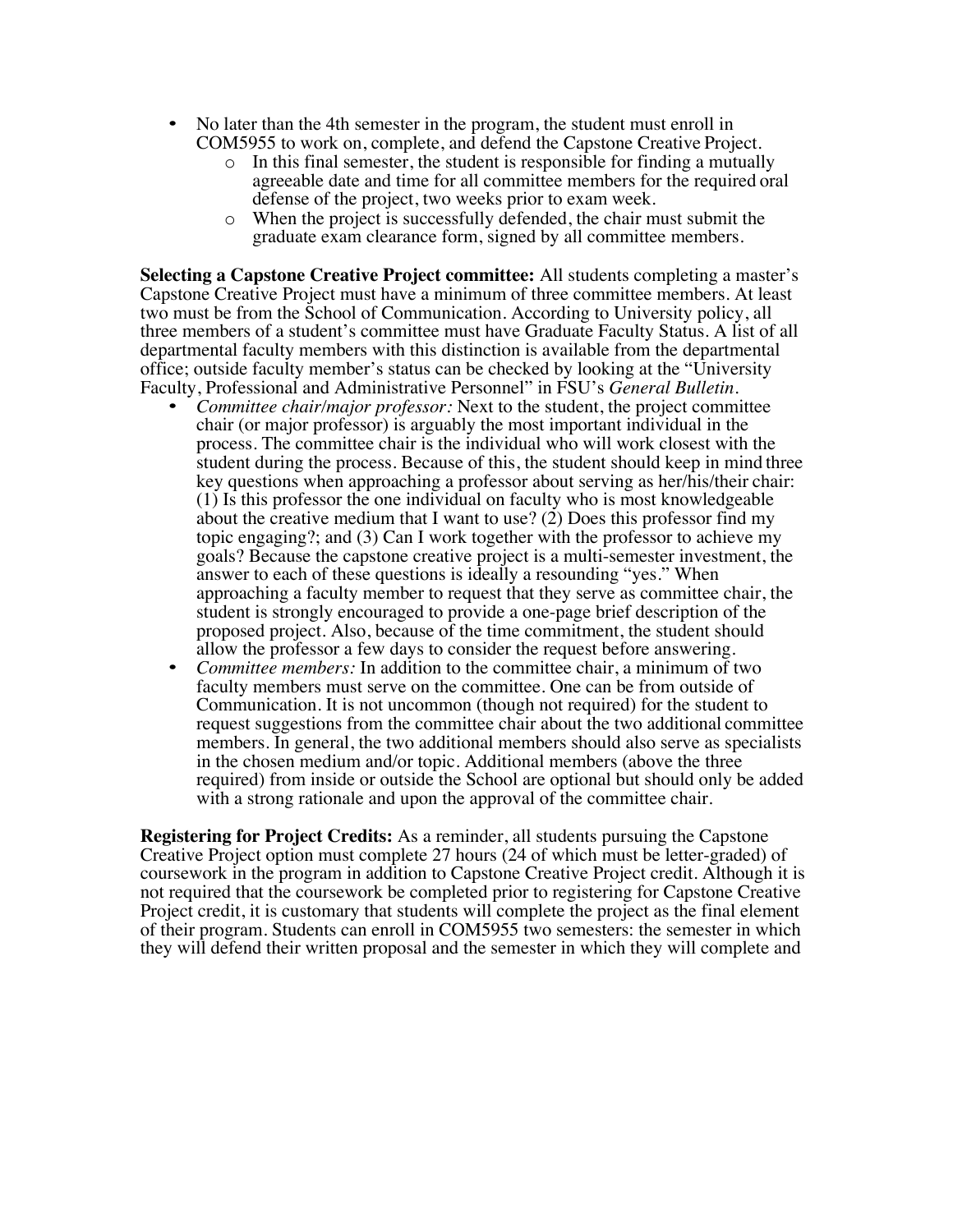- No later than the 4th semester in the program, the student must enroll in COM5955 to work on, complete, and defend the Capstone Creative Project.
  - In this final semester, the student is responsible for finding a mutually agreeable date and time for all committee members for the required oral defense of the project, two weeks prior to exam week.
  - When the project is successfully defended, the chair must submit the graduate exam clearance form, signed by all committee members.

**Selecting a Capstone Creative Project committee:** All students completing a master's Capstone Creative Project must have a minimum of three committee members. At least two must be from the School of Communication. According to University policy, all three members of a student's committee must have Graduate Faculty Status. A list of all departmental faculty members with this distinction is available from the departmental office; outside faculty member's status can be checked by looking at the "University Faculty, Professional and Administrative Personnel" in FSU's *General Bulletin*.

- *Committee chair/major professor:* Next to the student, the project committee chair (or major professor) is arguably the most important individual in the process. The committee chair is the individual who will work closest with the student during the process. Because of this, the student should keep in mind three key questions when approaching a professor about serving as her/his/their chair: (1) Is this professor the one individual on faculty who is most knowledgeable about the creative medium that I want to use? (2) Does this professor find my topic engaging?; and (3) Can I work together with the professor to achieve my goals? Because the capstone creative project is a multi-semester investment, the answer to each of these questions is ideally a resounding "yes." When approaching a faculty member to request that they serve as committee chair, the student is strongly encouraged to provide a one-page brief description of the proposed project. Also, because of the time commitment, the student should allow the professor a few days to consider the request before answering.
- *Committee members:* In addition to the committee chair, a minimum of two faculty members must serve on the committee. One can be from outside of Communication. It is not uncommon (though not required) for the student to request suggestions from the committee chair about the two additional committee members. In general, the two additional members should also serve as specialists in the chosen medium and/or topic. Additional members (above the three required) from inside or outside the School are optional but should only be added with a strong rationale and upon the approval of the committee chair.

**Registering for Project Credits:** As a reminder, all students pursuing the Capstone Creative Project option must complete 27 hours (24 of which must be letter-graded) of coursework in the program in addition to Capstone Creative Project credit. Although it is not required that the coursework be completed prior to registering for Capstone Creative Project credit, it is customary that students will complete the project as the final element of their program. Students can enroll in COM5955 two semesters: the semester in which they will defend their written proposal and the semester in which they will complete and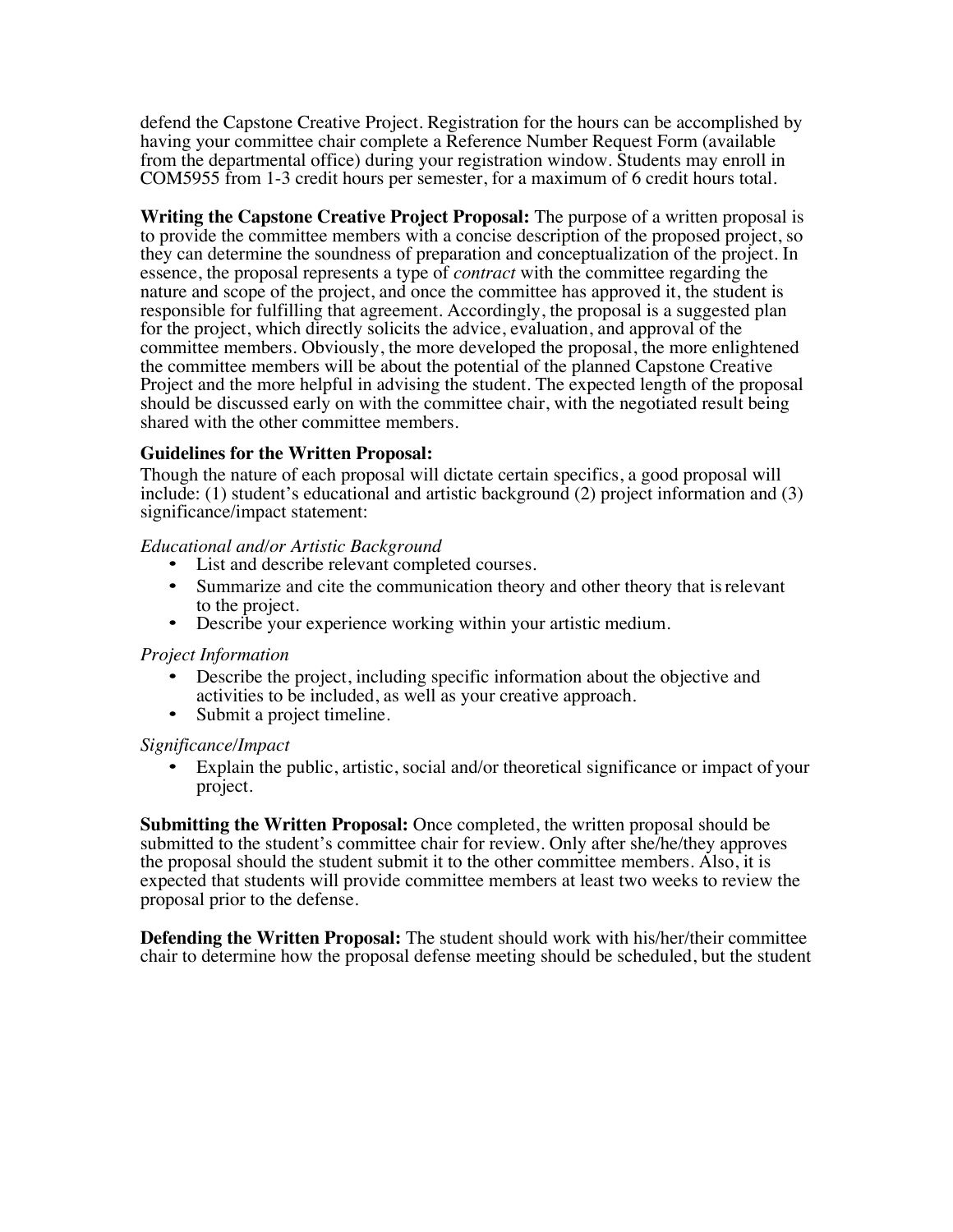defend the Capstone Creative Project. Registration for the hours can be accomplished by having your committee chair complete a Reference Number Request Form (available from the departmental office) during your registration window. Students may enroll in COM5955 from 1-3 credit hours per semester, for a maximum of 6 credit hours total.

**Writing the Capstone Creative Project Proposal:** The purpose of a written proposal is to provide the committee members with a concise description of the proposed project, so they can determine the soundness of preparation and conceptualization of the project. In essence, the proposal represents a type of *contract* with the committee regarding the nature and scope of the project, and once the committee has approved it, the student is responsible for fulfilling that agreement. Accordingly, the proposal is a suggested plan for the project, which directly solicits the advice, evaluation, and approval of the committee members. Obviously, the more developed the proposal, the more enlightened the committee members will be about the potential of the planned Capstone Creative Project and the more helpful in advising the student. The expected length of the proposal should be discussed early on with the committee chair, with the negotiated result being shared with the other committee members.

**Guidelines for the Written Proposal:**

Though the nature of each proposal will dictate certain specifics, a good proposal will include: (1) student's educational and artistic background (2) project information and (3) significance/impact statement:

*Educational and/or Artistic Background*

- List and describe relevant completed courses.
- Summarize and cite the communication theory and other theory that is relevant to the project.
- Describe your experience working within your artistic medium.

*Project Information*

- Describe the project, including specific information about the objective and activities to be included, as well as your creative approach.
- Submit a project timeline.

*Significance/Impact*

- Explain the public, artistic, social and/or theoretical significance or impact of your project.

**Submitting the Written Proposal:** Once completed, the written proposal should be submitted to the student's committee chair for review. Only after she/he/they approves the proposal should the student submit it to the other committee members. Also, it is expected that students will provide committee members at least two weeks to review the proposal prior to the defense.

**Defending the Written Proposal:** The student should work with his/her/their committee chair to determine how the proposal defense meeting should be scheduled, but the student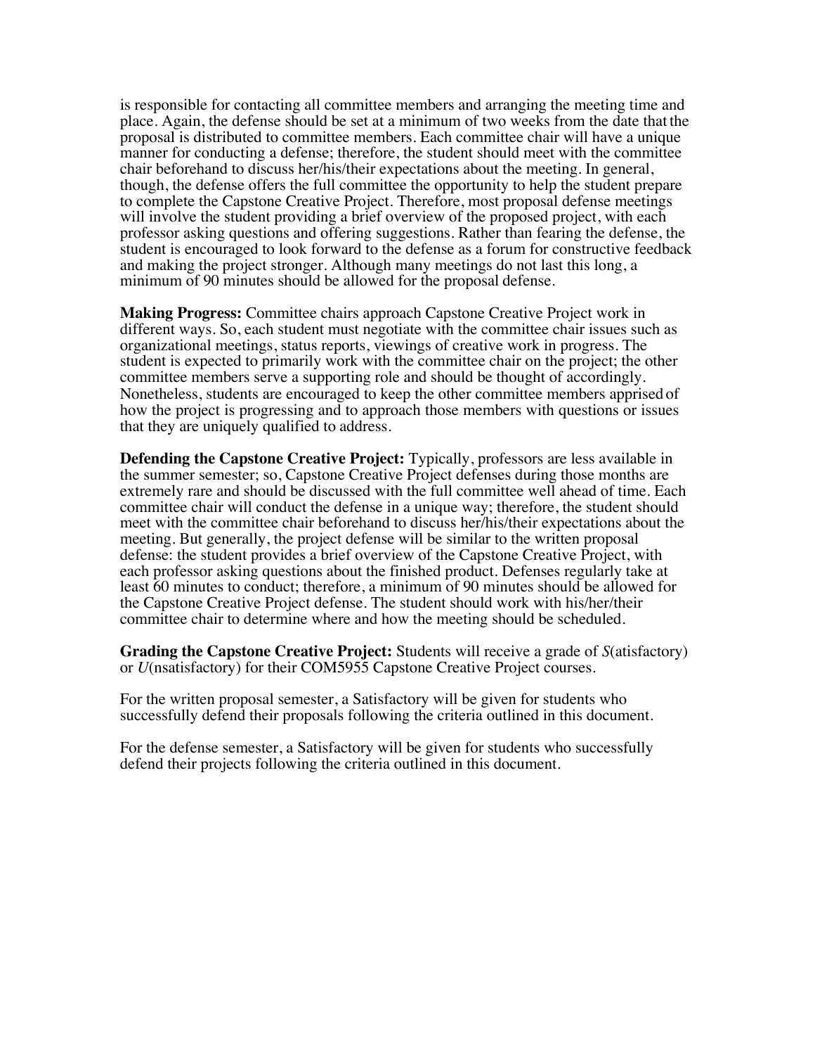is responsible for contacting all committee members and arranging the meeting time and place. Again, the defense should be set at a minimum of two weeks from the date that the proposal is distributed to committee members. Each committee chair will have a unique manner for conducting a defense; therefore, the student should meet with the committee chair beforehand to discuss her/his/their expectations about the meeting. In general, though, the defense offers the full committee the opportunity to help the student prepare to complete the Capstone Creative Project. Therefore, most proposal defense meetings will involve the student providing a brief overview of the proposed project, with each professor asking questions and offering suggestions. Rather than fearing the defense, the student is encouraged to look forward to the defense as a forum for constructive feedback and making the project stronger. Although many meetings do not last this long, a minimum of 90 minutes should be allowed for the proposal defense.

**Making Progress:** Committee chairs approach Capstone Creative Project work in different ways. So, each student must negotiate with the committee chair issues such as organizational meetings, status reports, viewings of creative work in progress. The student is expected to primarily work with the committee chair on the project; the other committee members serve a supporting role and should be thought of accordingly. Nonetheless, students are encouraged to keep the other committee members apprised of how the project is progressing and to approach those members with questions or issues that they are uniquely qualified to address.

**Defending the Capstone Creative Project:** Typically, professors are less available in the summer semester; so, Capstone Creative Project defenses during those months are extremely rare and should be discussed with the full committee well ahead of time. Each committee chair will conduct the defense in a unique way; therefore, the student should meet with the committee chair beforehand to discuss her/his/their expectations about the meeting. But generally, the project defense will be similar to the written proposal defense: the student provides a brief overview of the Capstone Creative Project, with each professor asking questions about the finished product. Defenses regularly take at least 60 minutes to conduct; therefore, a minimum of 90 minutes should be allowed for the Capstone Creative Project defense. The student should work with his/her/their committee chair to determine where and how the meeting should be scheduled.

**Grading the Capstone Creative Project:** Students will receive a grade of *S*(atisfactory) or *U*(nsatisfactory) for their COM5955 Capstone Creative Project courses.

For the written proposal semester, a Satisfactory will be given for students who successfully defend their proposals following the criteria outlined in this document.

For the defense semester, a Satisfactory will be given for students who successfully defend their projects following the criteria outlined in this document.